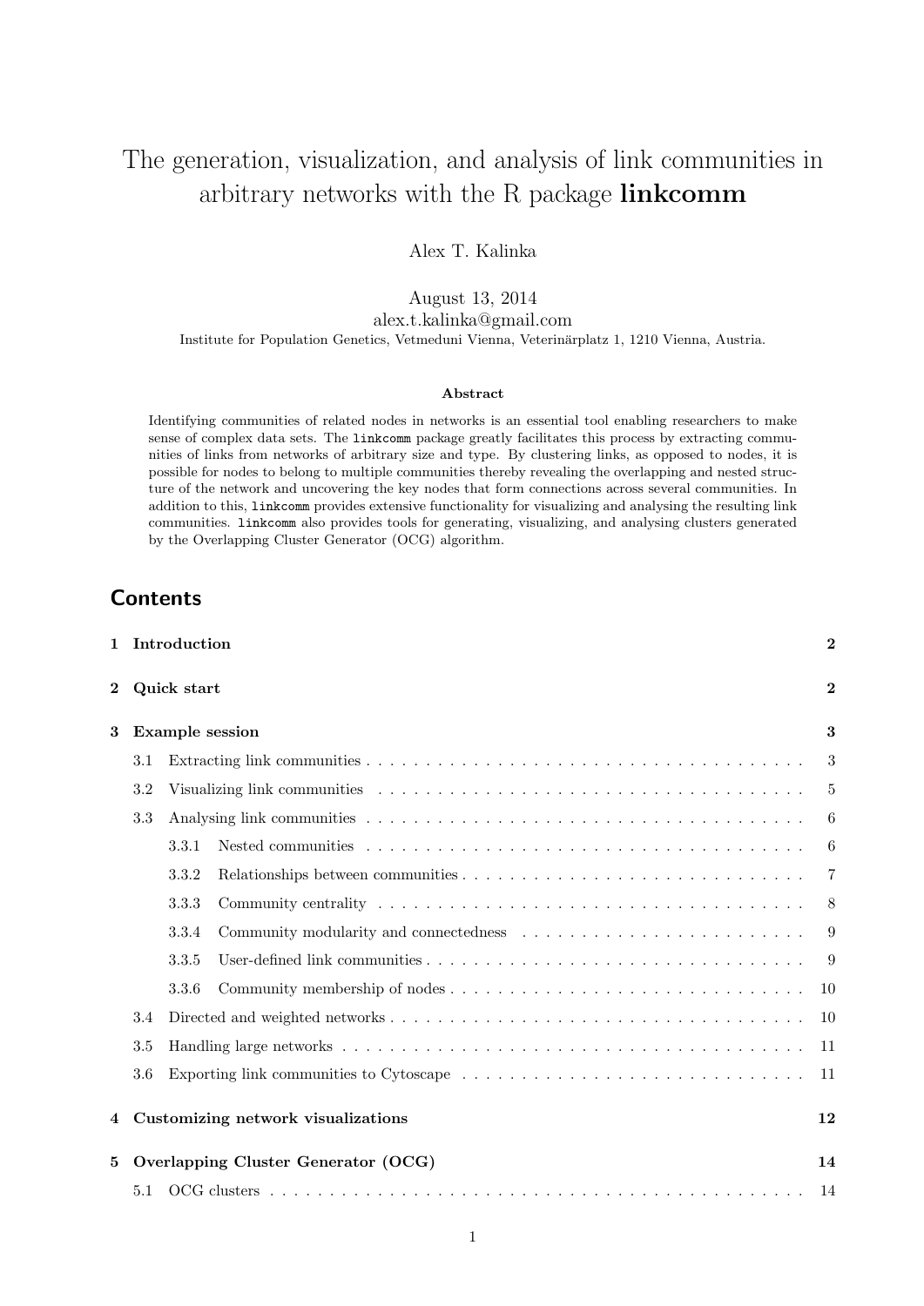# The generation, visualization, and analysis of link communities in arbitrary networks with the R package **linkcomm**

Alex T. Kalinka

August 13, 2014
alex.t.kalinka@gmail.com
Institute for Population Genetics, Vetmeduni Vienna, Veterinärplatz 1, 1210 Vienna, Austria.

**Abstract**

Identifying communities of related nodes in networks is an essential tool enabling researchers to make sense of complex data sets. The `linkcomm` package greatly facilitates this process by extracting communities of links from networks of arbitrary size and type. By clustering links, as opposed to nodes, it is possible for nodes to belong to multiple communities thereby revealing the overlapping and nested structure of the network and uncovering the key nodes that form connections across several communities. In addition to this, `linkcomm` provides extensive functionality for visualizing and analysing the resulting link communities. `linkcomm` also provides tools for generating, visualizing, and analysing clusters generated by the Overlapping Cluster Generator (OCG) algorithm.

## Contents

1 Introduction 2

2 Quick start 2

3 Example session 3
- 3.1 Extracting link communities 3
- 3.2 Visualizing link communities 5
- 3.3 Analysing link communities 6
  - 3.3.1 Nested communities 6
  - 3.3.2 Relationships between communities 7
  - 3.3.3 Community centrality 8
  - 3.3.4 Community modularity and connectedness 9
  - 3.3.5 User-defined link communities 9
  - 3.3.6 Community membership of nodes 10
- 3.4 Directed and weighted networks 10
- 3.5 Handling large networks 11
- 3.6 Exporting link communities to Cytoscape 11

4 Customizing network visualizations 12

5 Overlapping Cluster Generator (OCG) 14
- 5.1 OCG clusters 14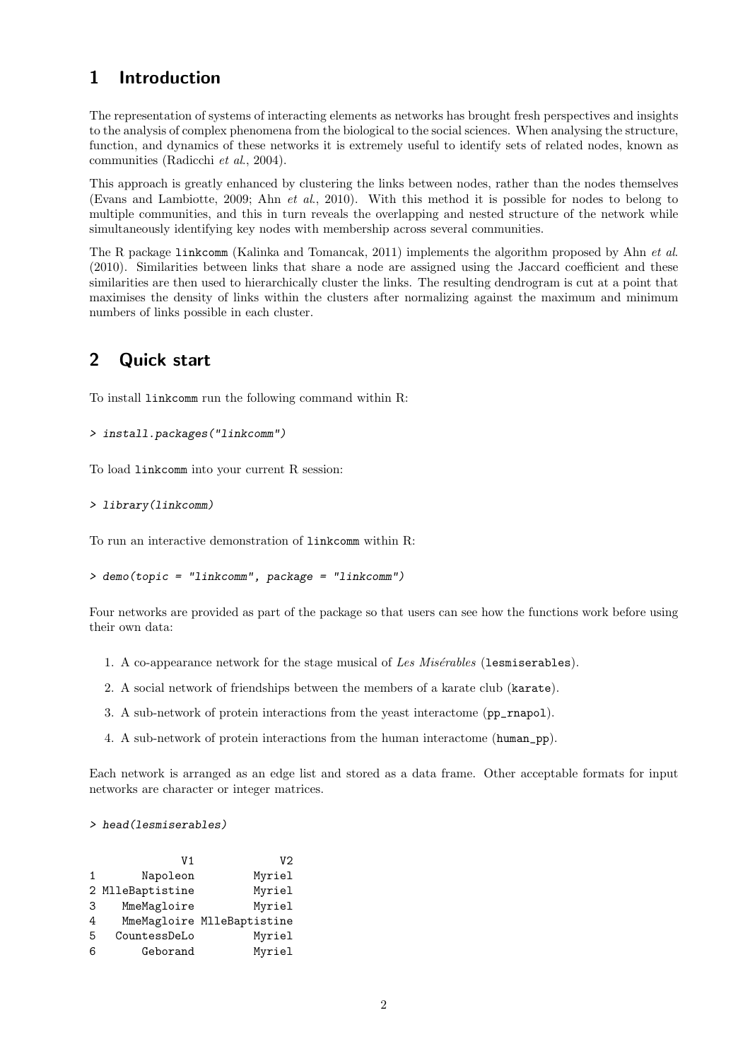## 1 Introduction

The representation of systems of interacting elements as networks has brought fresh perspectives and insights to the analysis of complex phenomena from the biological to the social sciences. When analysing the structure, function, and dynamics of these networks it is extremely useful to identify sets of related nodes, known as communities (Radicchi *et al.*, 2004).

This approach is greatly enhanced by clustering the links between nodes, rather than the nodes themselves (Evans and Lambiotte, 2009; Ahn *et al.*, 2010). With this method it is possible for nodes to belong to multiple communities, and this in turn reveals the overlapping and nested structure of the network while simultaneously identifying key nodes with membership across several communities.

The R package `linkcomm` (Kalinka and Tomancak, 2011) implements the algorithm proposed by Ahn *et al.* (2010). Similarities between links that share a node are assigned using the Jaccard coefficient and these similarities are then used to hierarchically cluster the links. The resulting dendrogram is cut at a point that maximises the density of links within the clusters after normalizing against the maximum and minimum numbers of links possible in each cluster.

## 2 Quick start

To install `linkcomm` run the following command within R:

```
> install.packages("linkcomm")
```

To load `linkcomm` into your current R session:

```
> library(linkcomm)
```

To run an interactive demonstration of `linkcomm` within R:

```
> demo(topic = "linkcomm", package = "linkcomm")
```

Four networks are provided as part of the package so that users can see how the functions work before using their own data:

1. A co-appearance network for the stage musical of *Les Misérables* (`lesmiserables`).
2. A social network of friendships between the members of a karate club (`karate`).
3. A sub-network of protein interactions from the yeast interactome (`pp_rnapol`).
4. A sub-network of protein interactions from the human interactome (`human_pp`).

Each network is arranged as an edge list and stored as a data frame. Other acceptable formats for input networks are character or integer matrices.

```
> head(lesmiserables)

             V1             V2
1      Napoleon         Myriel
2 MlleBaptistine        Myriel
3    MmeMagloire        Myriel
4    MmeMagloire MlleBaptistine
5   CountessDeLo        Myriel
6       Geborand        Myriel
```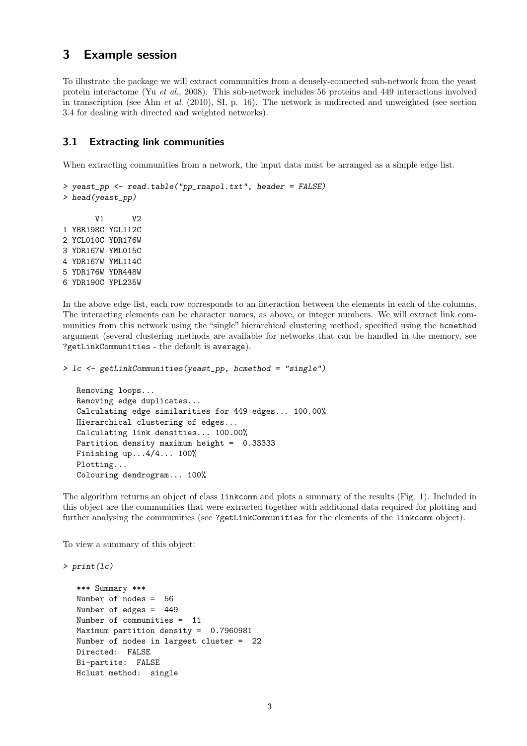## 3 Example session

To illustrate the package we will extract communities from a densely-connected sub-network from the yeast protein interactome (Yu *et al.*, 2008). This sub-network includes 56 proteins and 449 interactions involved in transcription (see Ahn *et al.* (2010), SI, p. 16). The network is undirected and unweighted (see section 3.4 for dealing with directed and weighted networks).

### 3.1 Extracting link communities

When extracting communities from a network, the input data must be arranged as a simple edge list.

```
> yeast_pp <- read.table("pp_rnapol.txt", header = FALSE)
> head(yeast_pp)

       V1      V2
1 YBR198C YGL112C
2 YCL010C YDR176W
3 YDR167W YML015C
4 YDR167W YML114C
5 YDR176W YDR448W
6 YDR190C YPL235W
```

In the above edge list, each row corresponds to an interaction between the elements in each of the columns. The interacting elements can be character names, as above, or integer numbers. We will extract link communities from this network using the "single" hierarchical clustering method, specified using the `hcmethod` argument (several clustering methods are available for networks that can be handled in the memory, see `?getLinkCommunities` - the default is `average`).

```
> lc <- getLinkCommunities(yeast_pp, hcmethod = "single")

   Removing loops...
   Removing edge duplicates...
   Calculating edge similarities for 449 edges... 100.00%
   Hierarchical clustering of edges...
   Calculating link densities... 100.00%
   Partition density maximum height =  0.33333
   Finishing up...4/4... 100%
   Plotting...
   Colouring dendrogram... 100%
```

The algorithm returns an object of class `linkcomm` and plots a summary of the results (Fig. 1). Included in this object are the communities that were extracted together with additional data required for plotting and further analysing the communities (see `?getLinkCommunities` for the elements of the `linkcomm` object).

To view a summary of this object:

```
> print(lc)

   *** Summary ***
   Number of nodes =  56
   Number of edges =  449
   Number of communities =  11
   Maximum partition density =  0.7960981
   Number of nodes in largest cluster =  22
   Directed:  FALSE
   Bi-partite:  FALSE
   Hclust method:  single
```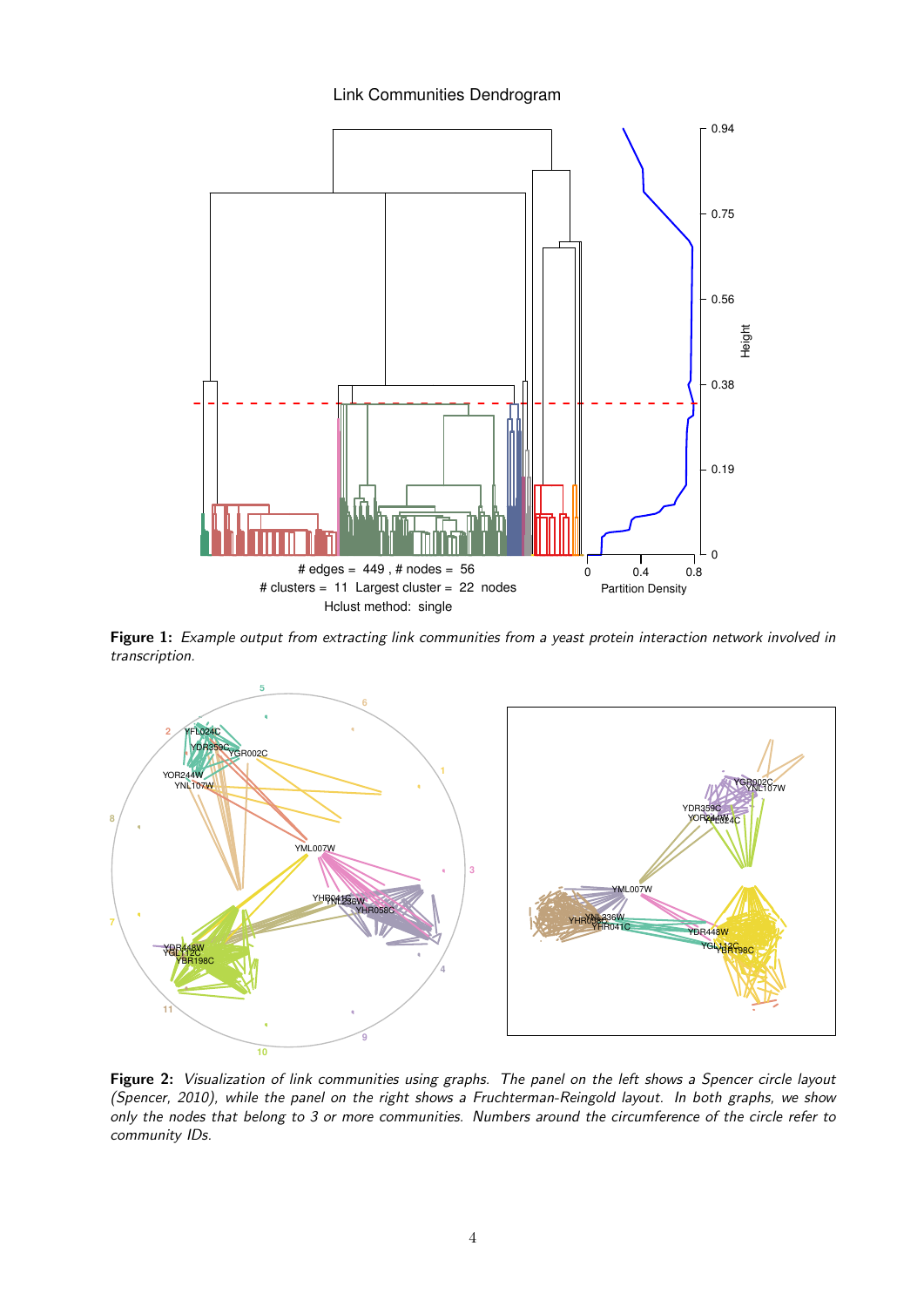**Figure 1:** *Example output from extracting link communities from a yeast protein interaction network involved in transcription.*

**Figure 2:** *Visualization of link communities using graphs. The panel on the left shows a Spencer circle layout (Spencer, 2010), while the panel on the right shows a Fruchterman-Reingold layout. In both graphs, we show only the nodes that belong to 3 or more communities. Numbers around the circumference of the circle refer to community IDs.*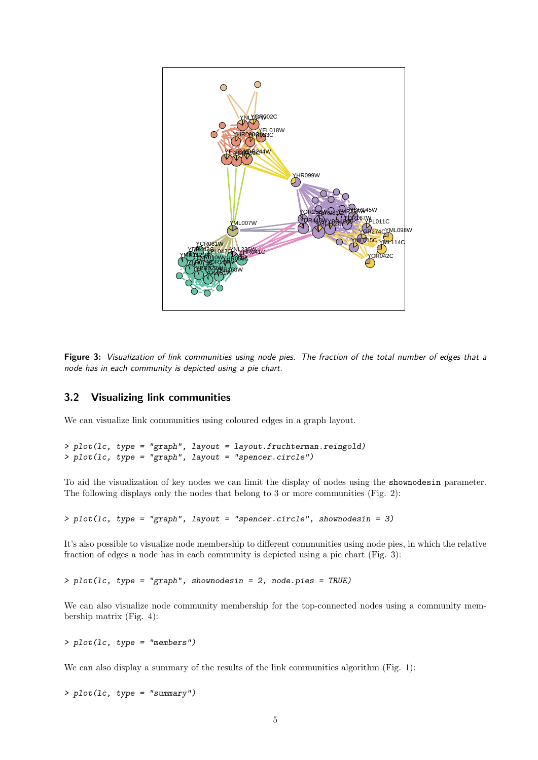**Figure 3:** *Visualization of link communities using node pies. The fraction of the total number of edges that a node has in each community is depicted using a pie chart.*

## 3.2 Visualizing link communities

We can visualize link communities using coloured edges in a graph layout.

```
> plot(lc, type = "graph", layout = layout.fruchterman.reingold)
> plot(lc, type = "graph", layout = "spencer.circle")
```

To aid the visualization of key nodes we can limit the display of nodes using the `shownodesin` parameter. The following displays only the nodes that belong to 3 or more communities (Fig. 2):

```
> plot(lc, type = "graph", layout = "spencer.circle", shownodesin = 3)
```

It's also possible to visualize node membership to different communities using node pies, in which the relative fraction of edges a node has in each community is depicted using a pie chart (Fig. 3):

```
> plot(lc, type = "graph", shownodesin = 2, node.pies = TRUE)
```

We can also visualize node community membership for the top-connected nodes using a community membership matrix (Fig. 4):

```
> plot(lc, type = "members")
```

We can also display a summary of the results of the link communities algorithm (Fig. 1):

```
> plot(lc, type = "summary")
```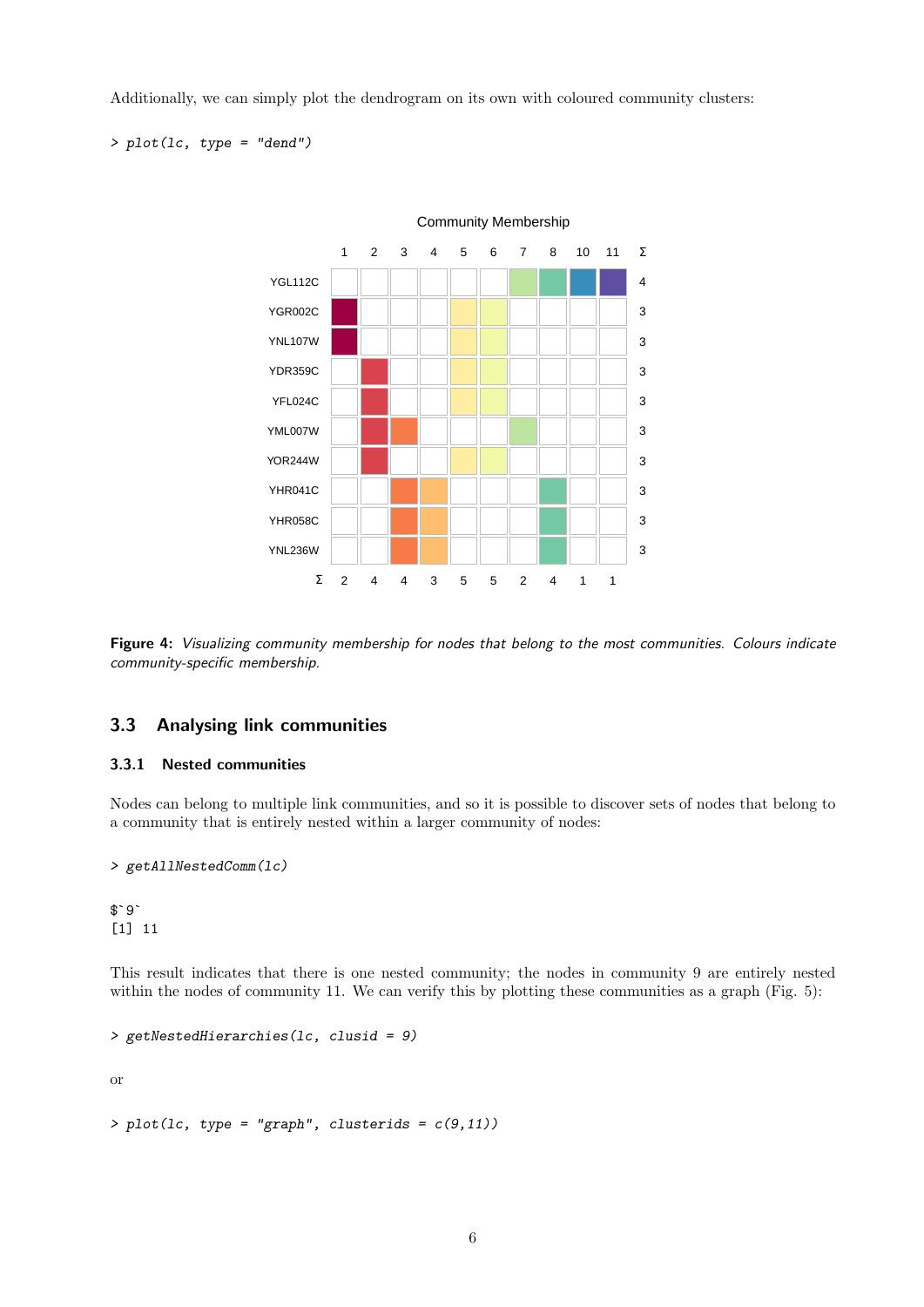Additionally, we can simply plot the dendrogram on its own with coloured community clusters:

```
> plot(lc, type = "dend")
```

Community Membership

| | 1 | 2 | 3 | 4 | 5 | 6 | 7 | 8 | 10 | 11 | Σ |
|---|---|---|---|---|---|---|---|---|---|---|---|
| YGL112C | | | | | | | ■ | ■ | ■ | ■ | 4 |
| YGR002C | ■ | | | | ■ | ■ | | | | | 3 |
| YNL107W | ■ | | | | ■ | ■ | | | | | 3 |
| YDR359C | | ■ | | | ■ | ■ | | | | | 3 |
| YFL024C | | ■ | | | ■ | ■ | | | | | 3 |
| YML007W | | ■ | ■ | | | | ■ | | | | 3 |
| YOR244W | | ■ | | | ■ | ■ | | | | | 3 |
| YHR041C | | | ■ | ■ | | | | ■ | | | 3 |
| YHR058C | | | ■ | ■ | | | | ■ | | | 3 |
| YNL236W | | | ■ | ■ | | | | ■ | | | 3 |
| Σ | 2 | 4 | 4 | 3 | 5 | 5 | 2 | 4 | 1 | 1 | |

**Figure 4:** *Visualizing community membership for nodes that belong to the most communities. Colours indicate community-specific membership.*

## 3.3 Analysing link communities

### 3.3.1 Nested communities

Nodes can belong to multiple link communities, and so it is possible to discover sets of nodes that belong to a community that is entirely nested within a larger community of nodes:

```
> getAllNestedComm(lc)

$`9`
[1] 11
```

This result indicates that there is one nested community; the nodes in community 9 are entirely nested within the nodes of community 11. We can verify this by plotting these communities as a graph (Fig. 5):

```
> getNestedHierarchies(lc, clusid = 9)
```

or

```
> plot(lc, type = "graph", clusterids = c(9,11))
```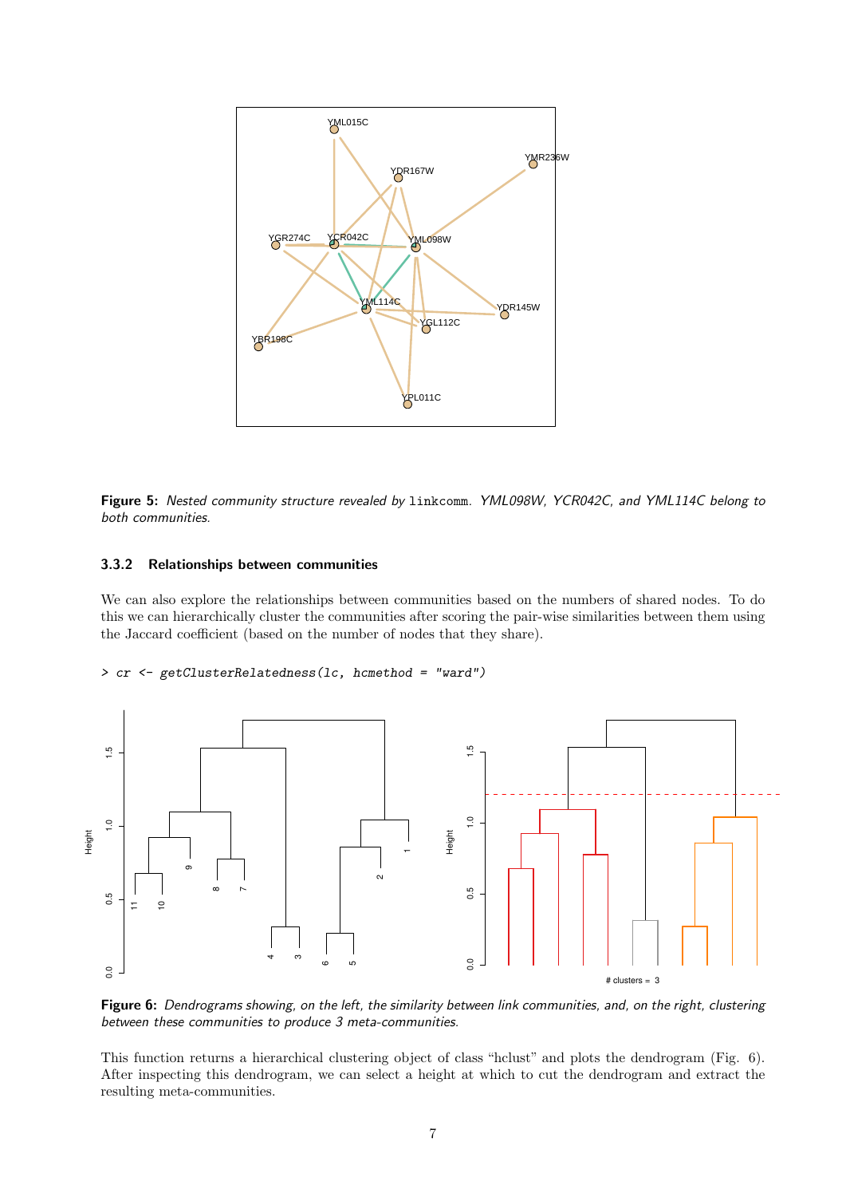**Figure 5:** *Nested community structure revealed by* `linkcomm`*. YML098W, YCR042C, and YML114C belong to both communities.*

### 3.3.2 Relationships between communities

We can also explore the relationships between communities based on the numbers of shared nodes. To do this we can hierarchically cluster the communities after scoring the pair-wise similarities between them using the Jaccard coefficient (based on the number of nodes that they share).

```
> cr <- getClusterRelatedness(lc, hcmethod = "ward")
```

**Figure 6:** *Dendrograms showing, on the left, the similarity between link communities, and, on the right, clustering between these communities to produce 3 meta-communities.*

This function returns a hierarchical clustering object of class "hclust" and plots the dendrogram (Fig. 6). After inspecting this dendrogram, we can select a height at which to cut the dendrogram and extract the resulting meta-communities.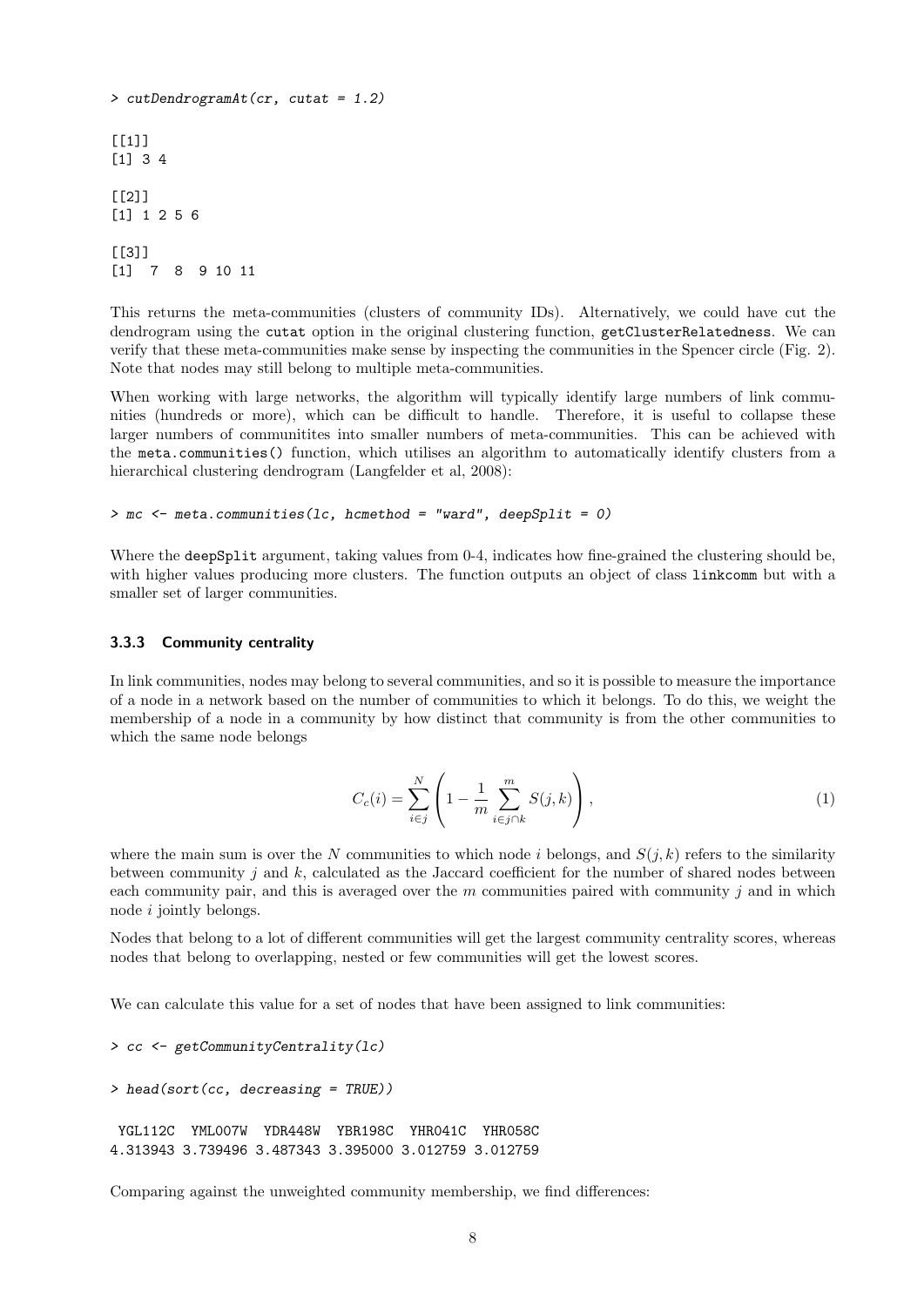```
> cutDendrogramAt(cr, cutat = 1.2)

[[1]]
[1] 3 4

[[2]]
[1] 1 2 5 6

[[3]]
[1]  7  8  9 10 11
```

This returns the meta-communities (clusters of community IDs). Alternatively, we could have cut the dendrogram using the `cutat` option in the original clustering function, `getClusterRelatedness`. We can verify that these meta-communities make sense by inspecting the communities in the Spencer circle (Fig. 2). Note that nodes may still belong to multiple meta-communities.

When working with large networks, the algorithm will typically identify large numbers of link communities (hundreds or more), which can be difficult to handle. Therefore, it is useful to collapse these larger numbers of communitites into smaller numbers of meta-communities. This can be achieved with the `meta.communities()` function, which utilises an algorithm to automatically identify clusters from a hierarchical clustering dendrogram (Langfelder et al, 2008):

```
> mc <- meta.communities(lc, hcmethod = "ward", deepSplit = 0)
```

Where the `deepSplit` argument, taking values from 0-4, indicates how fine-grained the clustering should be, with higher values producing more clusters. The function outputs an object of class `linkcomm` but with a smaller set of larger communities.

### 3.3.3 Community centrality

In link communities, nodes may belong to several communities, and so it is possible to measure the importance of a node in a network based on the number of communities to which it belongs. To do this, we weight the membership of a node in a community by how distinct that community is from the other communities to which the same node belongs

$$C_c(i) = \sum_{i \in j}^{N} \left( 1 - \frac{1}{m} \sum_{i \in j \cap k}^{m} S(j,k) \right), \tag{1}$$

where the main sum is over the $N$ communities to which node $i$ belongs, and $S(j,k)$ refers to the similarity between community $j$ and $k$, calculated as the Jaccard coefficient for the number of shared nodes between each community pair, and this is averaged over the $m$ communities paired with community $j$ and in which node $i$ jointly belongs.

Nodes that belong to a lot of different communities will get the largest community centrality scores, whereas nodes that belong to overlapping, nested or few communities will get the lowest scores.

We can calculate this value for a set of nodes that have been assigned to link communities:

```
> cc <- getCommunityCentrality(lc)

> head(sort(cc, decreasing = TRUE))

 YGL112C  YML007W  YDR448W  YBR198C  YHR041C  YHR058C
4.313943 3.739496 3.487343 3.395000 3.012759 3.012759
```

Comparing against the unweighted community membership, we find differences: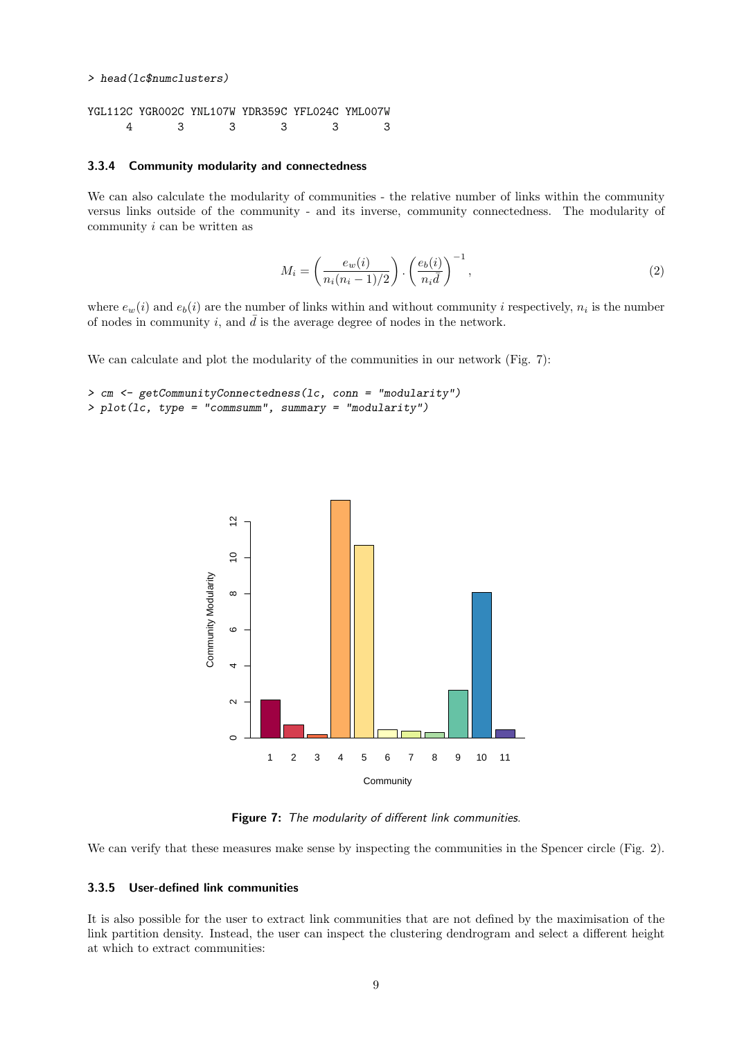```
> head(lc$numclusters)

YGL112C YGR002C YNL107W YDR359C YFL024C YML007W
      4       3       3       3       3       3
```

### 3.3.4 Community modularity and connectedness

We can also calculate the modularity of communities - the relative number of links within the community versus links outside of the community - and its inverse, community connectedness. The modularity of community $i$ can be written as

$$M_i = \left( \frac{e_w(i)}{n_i(n_i - 1)/2} \right) \cdot \left( \frac{e_b(i)}{n_i \bar{d}} \right)^{-1}, \tag{2}$$

where $e_w(i)$ and $e_b(i)$ are the number of links within and without community $i$ respectively, $n_i$ is the number of nodes in community $i$, and $\bar{d}$ is the average degree of nodes in the network.

We can calculate and plot the modularity of the communities in our network (Fig. 7):

```
> cm <- getCommunityConnectedness(lc, conn = "modularity")
> plot(lc, type = "commsumm", summary = "modularity")
```

**Figure 7:** *The modularity of different link communities.*

We can verify that these measures make sense by inspecting the communities in the Spencer circle (Fig. 2).

### 3.3.5 User-defined link communities

It is also possible for the user to extract link communities that are not defined by the maximisation of the link partition density. Instead, the user can inspect the clustering dendrogram and select a different height at which to extract communities: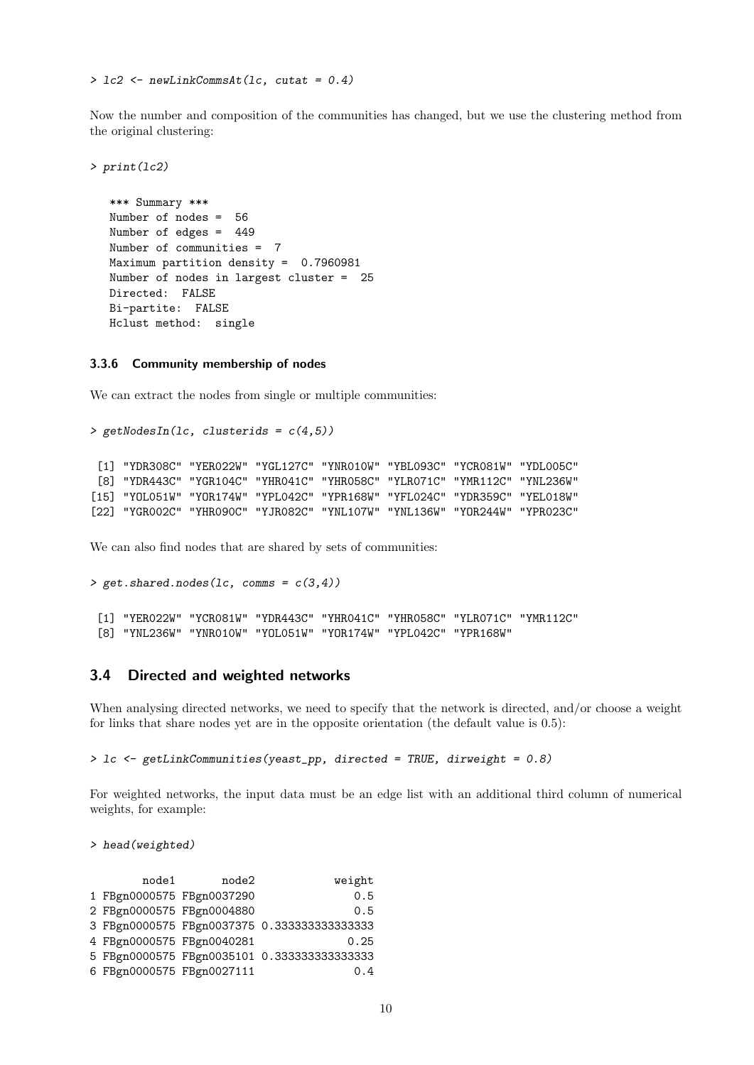```
> lc2 <- newLinkCommsAt(lc, cutat = 0.4)
```

Now the number and composition of the communities has changed, but we use the clustering method from the original clustering:

```
> print(lc2)

   *** Summary ***
   Number of nodes =  56
   Number of edges =  449
   Number of communities =  7
   Maximum partition density =  0.7960981
   Number of nodes in largest cluster =  25
   Directed:  FALSE
   Bi-partite:  FALSE
   Hclust method:  single
```

#### 3.3.6 Community membership of nodes

We can extract the nodes from single or multiple communities:

```
> getNodesIn(lc, clusterids = c(4,5))

 [1] "YDR308C" "YER022W" "YGL127C" "YNR010W" "YBL093C" "YCR081W" "YDL005C"
 [8] "YDR443C" "YGR104C" "YHR041C" "YHR058C" "YLR071C" "YMR112C" "YNL236W"
[15] "YOL051W" "YOR174W" "YPL042C" "YPR168W" "YFL024C" "YDR359C" "YEL018W"
[22] "YGR002C" "YHR090C" "YJR082C" "YNL107W" "YNL136W" "YOR244W" "YPR023C"
```

We can also find nodes that are shared by sets of communities:

```
> get.shared.nodes(lc, comms = c(3,4))

 [1] "YER022W" "YCR081W" "YDR443C" "YHR041C" "YHR058C" "YLR071C" "YMR112C"
 [8] "YNL236W" "YNR010W" "YOL051W" "YOR174W" "YPL042C" "YPR168W"
```

### 3.4 Directed and weighted networks

When analysing directed networks, we need to specify that the network is directed, and/or choose a weight for links that share nodes yet are in the opposite orientation (the default value is 0.5):

```
> lc <- getLinkCommunities(yeast_pp, directed = TRUE, dirweight = 0.8)
```

For weighted networks, the input data must be an edge list with an additional third column of numerical weights, for example:

```
> head(weighted)

        node1       node2            weight
1 FBgn0000575 FBgn0037290               0.5
2 FBgn0000575 FBgn0004880               0.5
3 FBgn0000575 FBgn0037375 0.333333333333333
4 FBgn0000575 FBgn0040281              0.25
5 FBgn0000575 FBgn0035101 0.333333333333333
6 FBgn0000575 FBgn0027111               0.4
```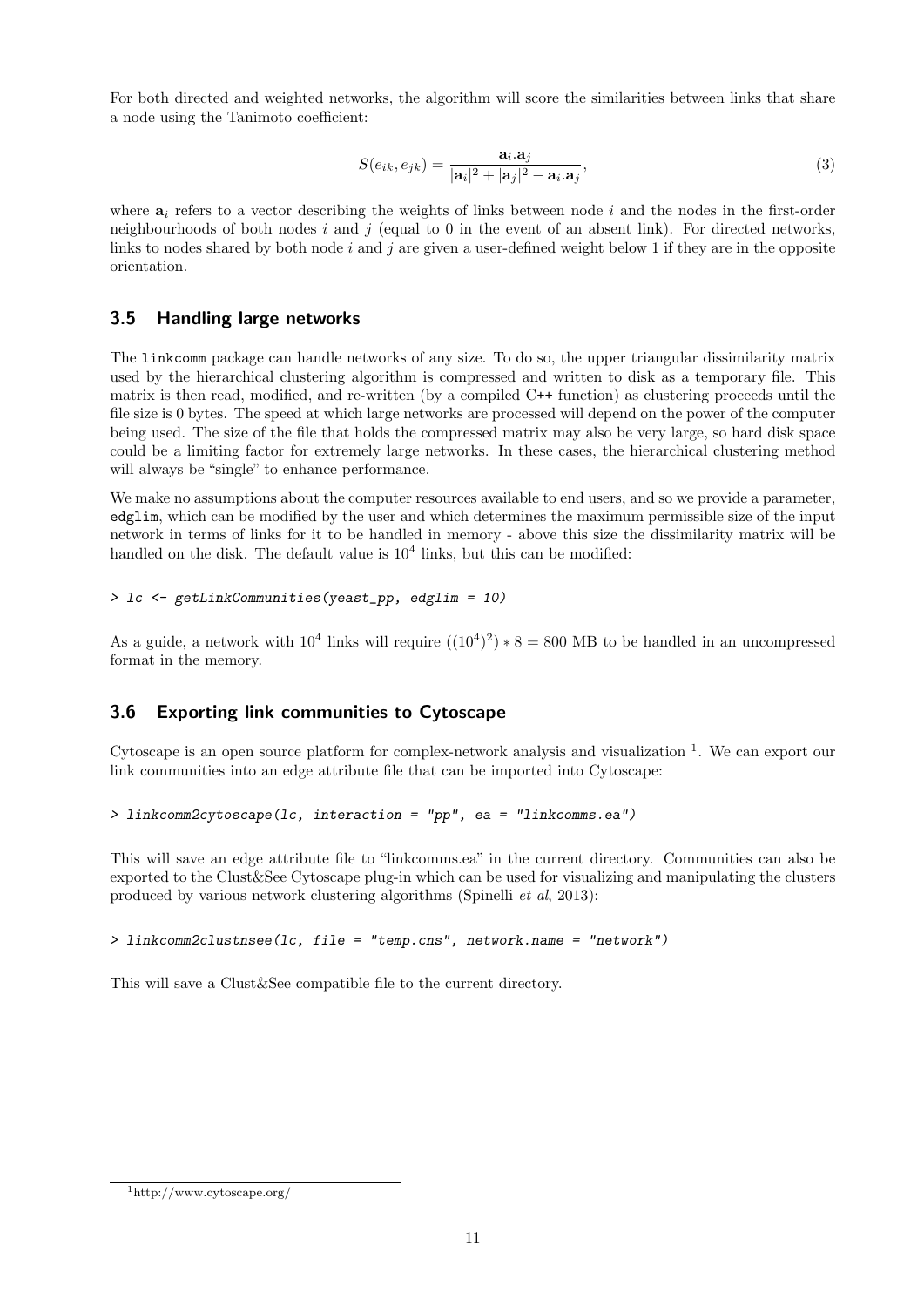For both directed and weighted networks, the algorithm will score the similarities between links that share a node using the Tanimoto coefficient:

$$S(e_{ik}, e_{jk}) = \frac{\mathbf{a}_i.\mathbf{a}_j}{|\mathbf{a}_i|^2 + |\mathbf{a}_j|^2 - \mathbf{a}_i.\mathbf{a}_j}, \tag{3}$$

where $\mathbf{a}_i$ refers to a vector describing the weights of links between node $i$ and the nodes in the first-order neighbourhoods of both nodes $i$ and $j$ (equal to 0 in the event of an absent link). For directed networks, links to nodes shared by both node $i$ and $j$ are given a user-defined weight below 1 if they are in the opposite orientation.

### 3.5 Handling large networks

The `linkcomm` package can handle networks of any size. To do so, the upper triangular dissimilarity matrix used by the hierarchical clustering algorithm is compressed and written to disk as a temporary file. This matrix is then read, modified, and re-written (by a compiled C++ function) as clustering proceeds until the file size is 0 bytes. The speed at which large networks are processed will depend on the power of the computer being used. The size of the file that holds the compressed matrix may also be very large, so hard disk space could be a limiting factor for extremely large networks. In these cases, the hierarchical clustering method will always be "single" to enhance performance.

We make no assumptions about the computer resources available to end users, and so we provide a parameter, `edglim`, which can be modified by the user and which determines the maximum permissible size of the input network in terms of links for it to be handled in memory - above this size the dissimilarity matrix will be handled on the disk. The default value is $10^4$ links, but this can be modified:

```
> lc <- getLinkCommunities(yeast_pp, edglim = 10)
```

As a guide, a network with $10^4$ links will require $((10^4)^2) * 8 = 800$ MB to be handled in an uncompressed format in the memory.

### 3.6 Exporting link communities to Cytoscape

Cytoscape is an open source platform for complex-network analysis and visualization [1]. We can export our link communities into an edge attribute file that can be imported into Cytoscape:

```
> linkcomm2cytoscape(lc, interaction = "pp", ea = "linkcomms.ea")
```

This will save an edge attribute file to "linkcomms.ea" in the current directory. Communities can also be exported to the Clust&See Cytoscape plug-in which can be used for visualizing and manipulating the clusters produced by various network clustering algorithms (Spinelli *et al*, 2013):

```
> linkcomm2clustnsee(lc, file = "temp.cns", network.name = "network")
```

This will save a Clust&See compatible file to the current directory.

[1] http://www.cytoscape.org/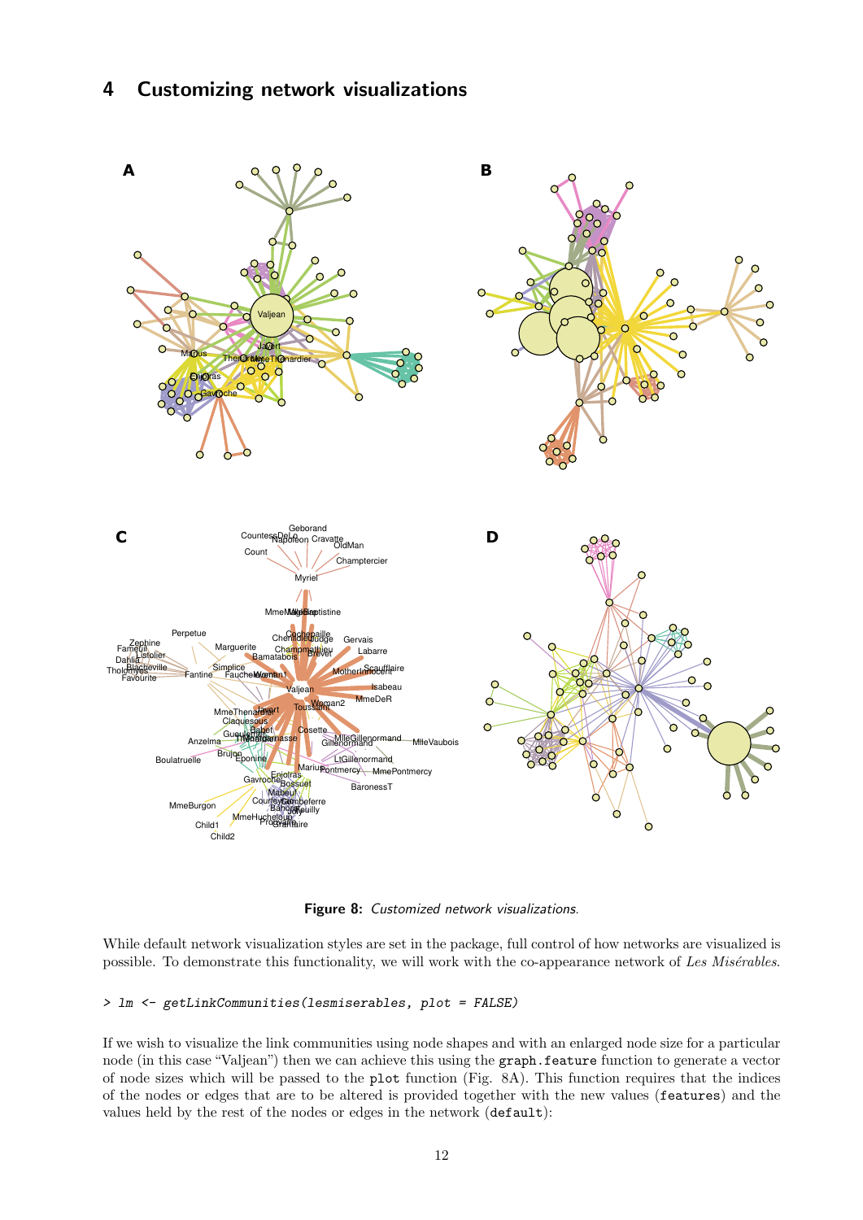## 4 Customizing network visualizations

Figure 8: *Customized network visualizations.*

While default network visualization styles are set in the package, full control of how networks are visualized is possible. To demonstrate this functionality, we will work with the co-appearance network of *Les Misérables*.

```
> lm <- getLinkCommunities(lesmiserables, plot = FALSE)
```

If we wish to visualize the link communities using node shapes and with an enlarged node size for a particular node (in this case "Valjean") then we can achieve this using the `graph.feature` function to generate a vector of node sizes which will be passed to the `plot` function (Fig. 8A). This function requires that the indices of the nodes or edges that are to be altered is provided together with the new values (`features`) and the values held by the rest of the nodes or edges in the network (`default`):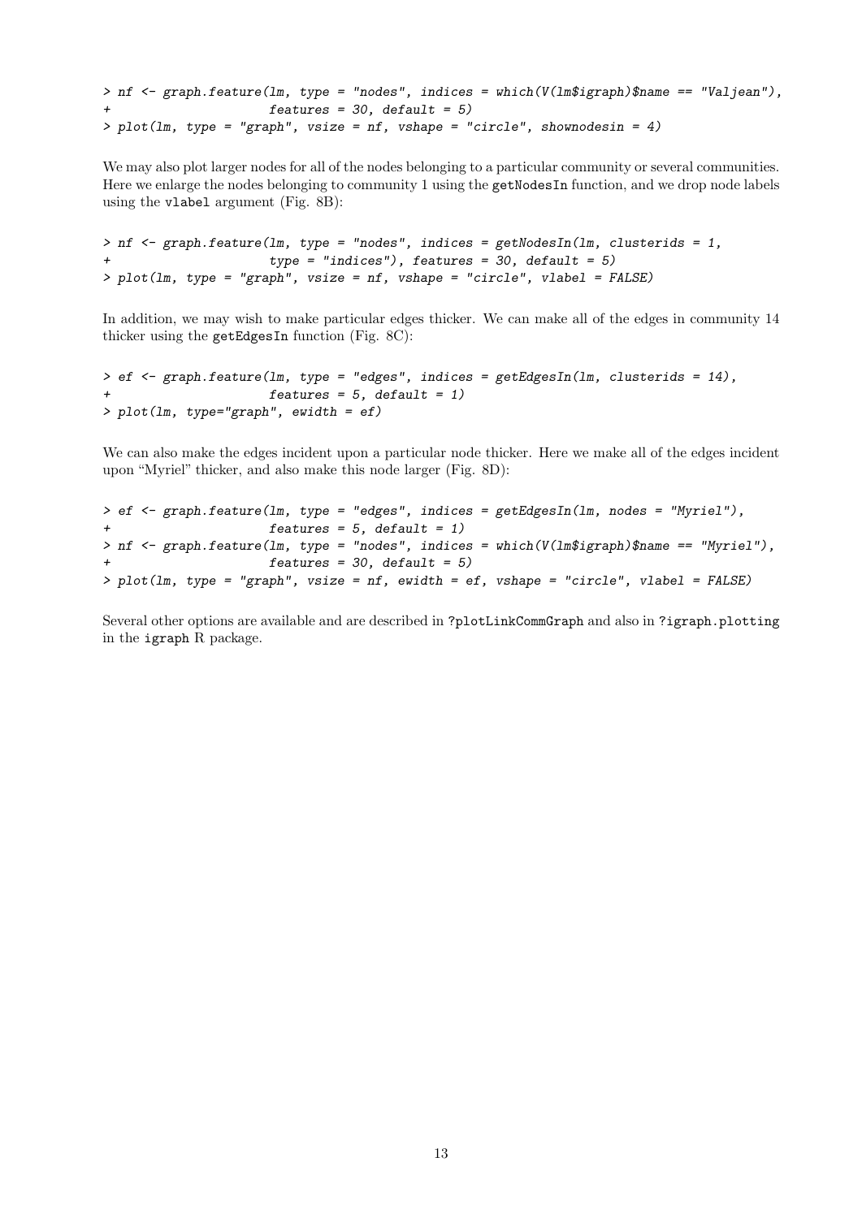```
> nf <- graph.feature(lm, type = "nodes", indices = which(V(lm$igraph)$name == "Valjean"),
+                     features = 30, default = 5)
> plot(lm, type = "graph", vsize = nf, vshape = "circle", shownodesin = 4)
```

We may also plot larger nodes for all of the nodes belonging to a particular community or several communities. Here we enlarge the nodes belonging to community 1 using the `getNodesIn` function, and we drop node labels using the `vlabel` argument (Fig. 8B):

```
> nf <- graph.feature(lm, type = "nodes", indices = getNodesIn(lm, clusterids = 1,
+                     type = "indices"), features = 30, default = 5)
> plot(lm, type = "graph", vsize = nf, vshape = "circle", vlabel = FALSE)
```

In addition, we may wish to make particular edges thicker. We can make all of the edges in community 14 thicker using the `getEdgesIn` function (Fig. 8C):

```
> ef <- graph.feature(lm, type = "edges", indices = getEdgesIn(lm, clusterids = 14),
+                     features = 5, default = 1)
> plot(lm, type="graph", ewidth = ef)
```

We can also make the edges incident upon a particular node thicker. Here we make all of the edges incident upon "Myriel" thicker, and also make this node larger (Fig. 8D):

```
> ef <- graph.feature(lm, type = "edges", indices = getEdgesIn(lm, nodes = "Myriel"),
+                     features = 5, default = 1)
> nf <- graph.feature(lm, type = "nodes", indices = which(V(lm$igraph)$name == "Myriel"),
+                     features = 30, default = 5)
> plot(lm, type = "graph", vsize = nf, ewidth = ef, vshape = "circle", vlabel = FALSE)
```

Several other options are available and are described in `?plotLinkCommGraph` and also in `?igraph.plotting` in the `igraph` R package.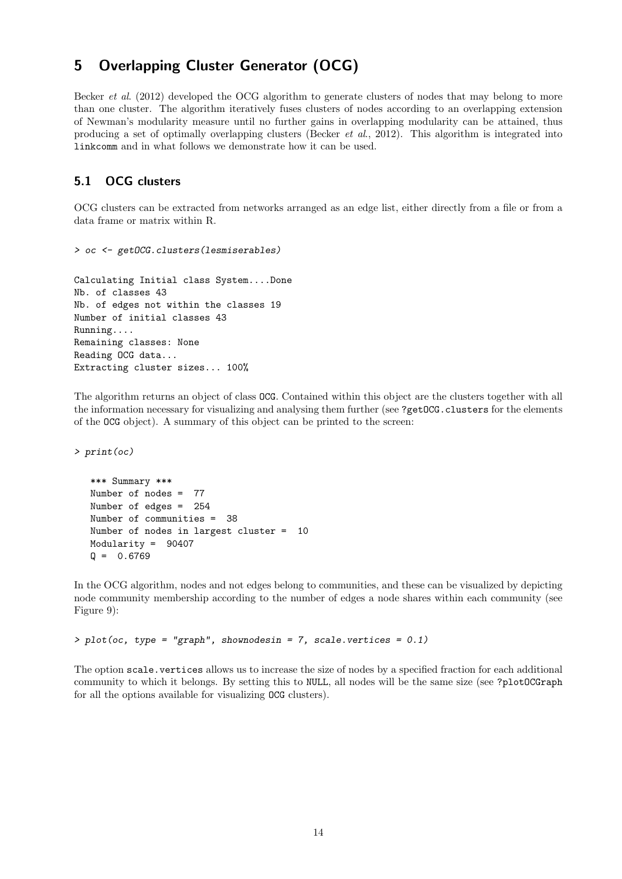## 5 Overlapping Cluster Generator (OCG)

Becker *et al*. (2012) developed the OCG algorithm to generate clusters of nodes that may belong to more than one cluster. The algorithm iteratively fuses clusters of nodes according to an overlapping extension of Newman's modularity measure until no further gains in overlapping modularity can be attained, thus producing a set of optimally overlapping clusters (Becker *et al*., 2012). This algorithm is integrated into `linkcomm` and in what follows we demonstrate how it can be used.

### 5.1 OCG clusters

OCG clusters can be extracted from networks arranged as an edge list, either directly from a file or from a data frame or matrix within R.

```
> oc <- getOCG.clusters(lesmiserables)

Calculating Initial class System....Done
Nb. of classes 43
Nb. of edges not within the classes 19
Number of initial classes 43
Running....
Remaining classes: None
Reading OCG data...
Extracting cluster sizes... 100%
```

The algorithm returns an object of class `OCG`. Contained within this object are the clusters together with all the information necessary for visualizing and analysing them further (see `?getOCG.clusters` for the elements of the `OCG` object). A summary of this object can be printed to the screen:

```
> print(oc)

   *** Summary ***
   Number of nodes =  77
   Number of edges =  254
   Number of communities =  38
   Number of nodes in largest cluster =  10
   Modularity =  90407
   Q =  0.6769
```

In the OCG algorithm, nodes and not edges belong to communities, and these can be visualized by depicting node community membership according to the number of edges a node shares within each community (see Figure 9):

```
> plot(oc, type = "graph", shownodesin = 7, scale.vertices = 0.1)
```

The option `scale.vertices` allows us to increase the size of nodes by a specified fraction for each additional community to which it belongs. By setting this to `NULL`, all nodes will be the same size (see `?plotOCGraph` for all the options available for visualizing `OCG` clusters).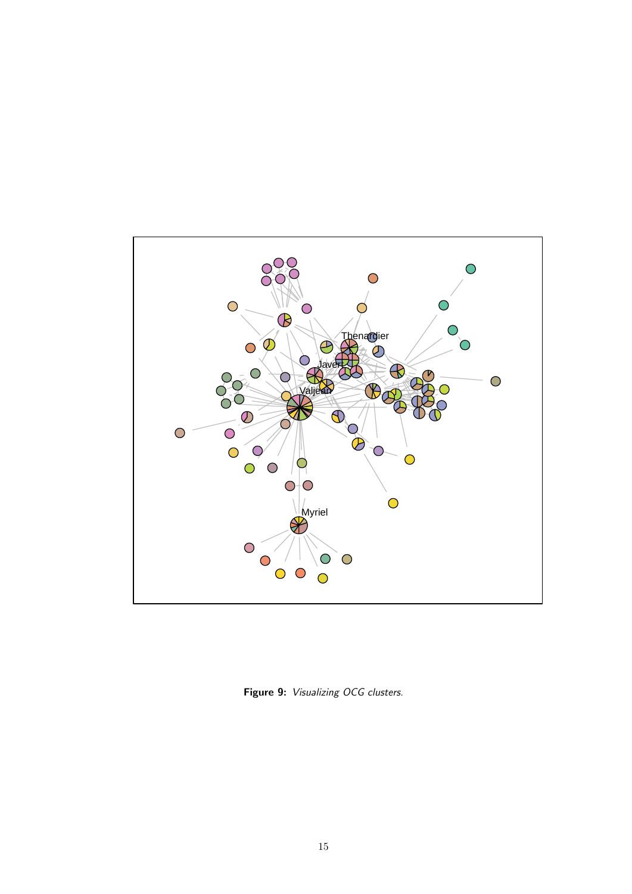**Figure 9:** *Visualizing OCG clusters.*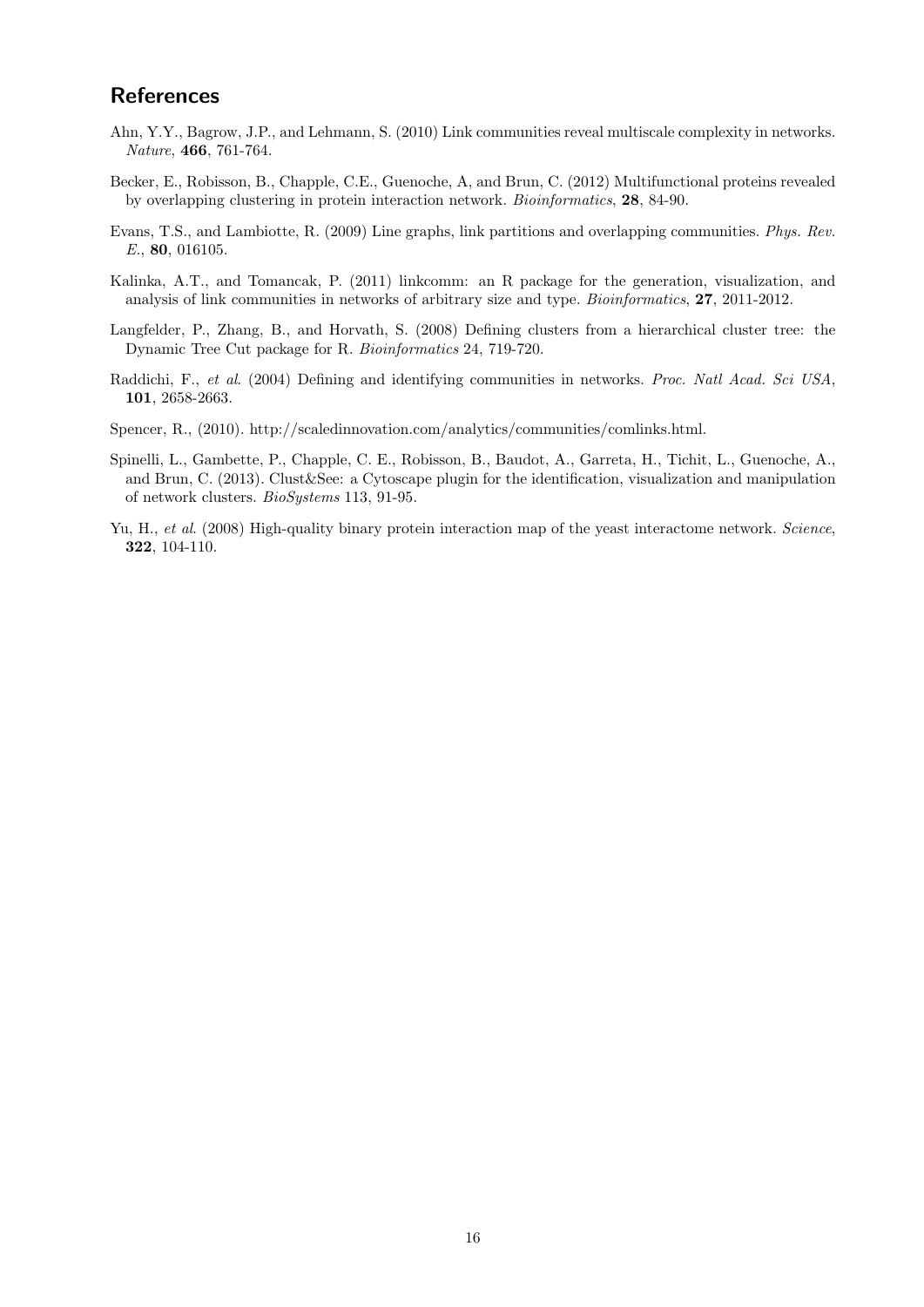## References

Ahn, Y.Y., Bagrow, J.P., and Lehmann, S. (2010) Link communities reveal multiscale complexity in networks. *Nature*, **466**, 761-764.

Becker, E., Robisson, B., Chapple, C.E., Guenoche, A, and Brun, C. (2012) Multifunctional proteins revealed by overlapping clustering in protein interaction network. *Bioinformatics*, **28**, 84-90.

Evans, T.S., and Lambiotte, R. (2009) Line graphs, link partitions and overlapping communities. *Phys. Rev. E.*, **80**, 016105.

Kalinka, A.T., and Tomancak, P. (2011) linkcomm: an R package for the generation, visualization, and analysis of link communities in networks of arbitrary size and type. *Bioinformatics*, **27**, 2011-2012.

Langfelder, P., Zhang, B., and Horvath, S. (2008) Defining clusters from a hierarchical cluster tree: the Dynamic Tree Cut package for R. *Bioinformatics* 24, 719-720.

Raddichi, F., *et al*. (2004) Defining and identifying communities in networks. *Proc. Natl Acad. Sci USA*, **101**, 2658-2663.

Spencer, R., (2010). http://scaledinnovation.com/analytics/communities/comlinks.html.

Spinelli, L., Gambette, P., Chapple, C. E., Robisson, B., Baudot, A., Garreta, H., Tichit, L., Guenoche, A., and Brun, C. (2013). Clust&See: a Cytoscape plugin for the identification, visualization and manipulation of network clusters. *BioSystems* 113, 91-95.

Yu, H., *et al*. (2008) High-quality binary protein interaction map of the yeast interactome network. *Science*, **322**, 104-110.